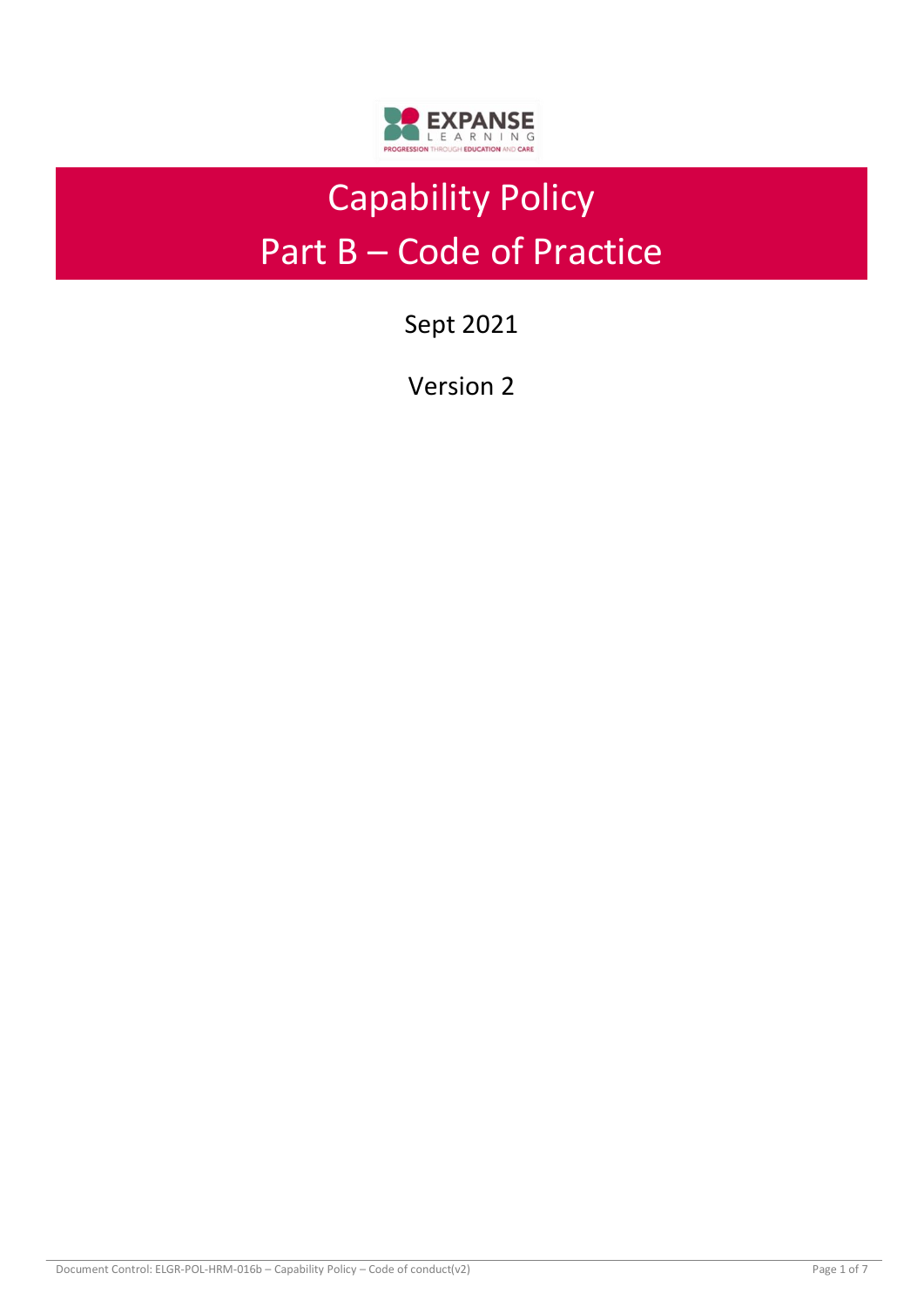# Capability Policy

# Part B – Code of Practice

Sept 2021

Version 2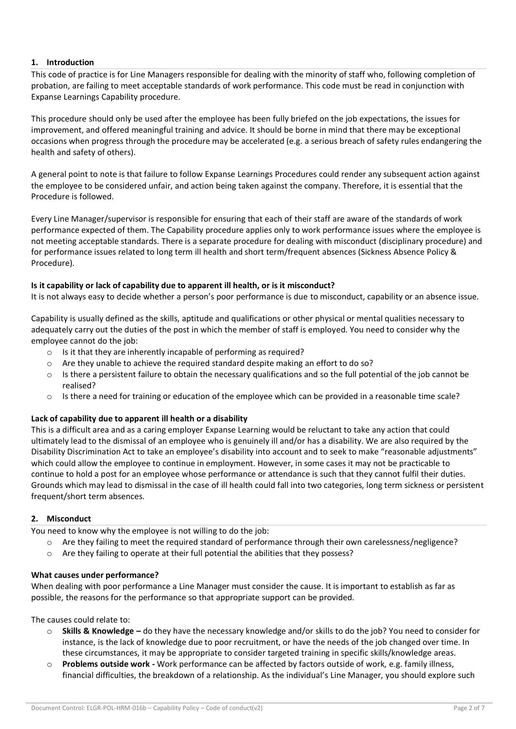## 1. Introduction

This code of practice is for Line Managers responsible for dealing with the minority of staff who, following completion of probation, are failing to meet acceptable standards of work performance. This code must be read in conjunction with Expanse Learnings Capability procedure.

This procedure should only be used after the employee has been fully briefed on the job expectations, the issues for improvement, and offered meaningful training and advice. It should be borne in mind that there may be exceptional occasions when progress through the procedure may be accelerated (e.g. a serious breach of safety rules endangering the health and safety of others).

A general point to note is that failure to follow Expanse Learnings Procedures could render any subsequent action against the employee to be considered unfair, and action being taken against the company. Therefore, it is essential that the Procedure is followed.

Every Line Manager/supervisor is responsible for ensuring that each of their staff are aware of the standards of work performance expected of them. The Capability procedure applies only to work performance issues where the employee is not meeting acceptable standards. There is a separate procedure for dealing with misconduct (disciplinary procedure) and for performance issues related to long term ill health and short term/frequent absences (Sickness Absence Policy & Procedure).

**Is it capability or lack of capability due to apparent ill health, or is it misconduct?**

It is not always easy to decide whether a person's poor performance is due to misconduct, capability or an absence issue.

Capability is usually defined as the skills, aptitude and qualifications or other physical or mental qualities necessary to adequately carry out the duties of the post in which the member of staff is employed. You need to consider why the employee cannot do the job:

- Is it that they are inherently incapable of performing as required?
- Are they unable to achieve the required standard despite making an effort to do so?
- Is there a persistent failure to obtain the necessary qualifications and so the full potential of the job cannot be realised?
- Is there a need for training or education of the employee which can be provided in a reasonable time scale?

**Lack of capability due to apparent ill health or a disability**

This is a difficult area and as a caring employer Expanse Learning would be reluctant to take any action that could ultimately lead to the dismissal of an employee who is genuinely ill and/or has a disability. We are also required by the Disability Discrimination Act to take an employee's disability into account and to seek to make "reasonable adjustments" which could allow the employee to continue in employment. However, in some cases it may not be practicable to continue to hold a post for an employee whose performance or attendance is such that they cannot fulfil their duties. Grounds which may lead to dismissal in the case of ill health could fall into two categories, long term sickness or persistent frequent/short term absences.

## 2. Misconduct

You need to know why the employee is not willing to do the job:

- Are they failing to meet the required standard of performance through their own carelessness/negligence?
- Are they failing to operate at their full potential the abilities that they possess?

**What causes under performance?**

When dealing with poor performance a Line Manager must consider the cause. It is important to establish as far as possible, the reasons for the performance so that appropriate support can be provided.

The causes could relate to:

- **Skills & Knowledge –** do they have the necessary knowledge and/or skills to do the job? You need to consider for instance, is the lack of knowledge due to poor recruitment, or have the needs of the job changed over time. In these circumstances, it may be appropriate to consider targeted training in specific skills/knowledge areas.
- **Problems outside work -** Work performance can be affected by factors outside of work, e.g. family illness, financial difficulties, the breakdown of a relationship. As the individual's Line Manager, you should explore such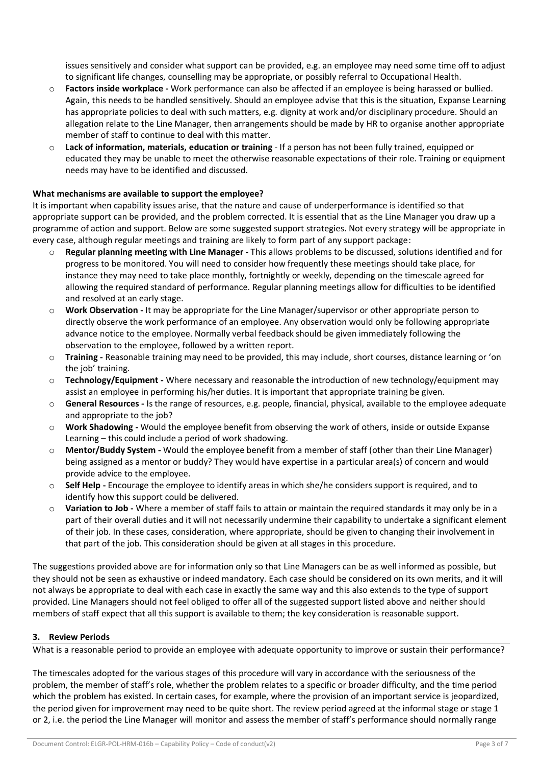issues sensitively and consider what support can be provided, e.g. an employee may need some time off to adjust to significant life changes, counselling may be appropriate, or possibly referral to Occupational Health.

- **Factors inside workplace -** Work performance can also be affected if an employee is being harassed or bullied. Again, this needs to be handled sensitively. Should an employee advise that this is the situation, Expanse Learning has appropriate policies to deal with such matters, e.g. dignity at work and/or disciplinary procedure. Should an allegation relate to the Line Manager, then arrangements should be made by HR to organise another appropriate member of staff to continue to deal with this matter.
- **Lack of information, materials, education or training** - If a person has not been fully trained, equipped or educated they may be unable to meet the otherwise reasonable expectations of their role. Training or equipment needs may have to be identified and discussed.

**What mechanisms are available to support the employee?**

It is important when capability issues arise, that the nature and cause of underperformance is identified so that appropriate support can be provided, and the problem corrected. It is essential that as the Line Manager you draw up a programme of action and support. Below are some suggested support strategies. Not every strategy will be appropriate in every case, although regular meetings and training are likely to form part of any support package:

- **Regular planning meeting with Line Manager -** This allows problems to be discussed, solutions identified and for progress to be monitored. You will need to consider how frequently these meetings should take place, for instance they may need to take place monthly, fortnightly or weekly, depending on the timescale agreed for allowing the required standard of performance. Regular planning meetings allow for difficulties to be identified and resolved at an early stage.
- **Work Observation -** It may be appropriate for the Line Manager/supervisor or other appropriate person to directly observe the work performance of an employee. Any observation would only be following appropriate advance notice to the employee. Normally verbal feedback should be given immediately following the observation to the employee, followed by a written report.
- **Training -** Reasonable training may need to be provided, this may include, short courses, distance learning or 'on the job' training.
- **Technology/Equipment -** Where necessary and reasonable the introduction of new technology/equipment may assist an employee in performing his/her duties. It is important that appropriate training be given.
- **General Resources -** Is the range of resources, e.g. people, financial, physical, available to the employee adequate and appropriate to the job?
- **Work Shadowing -** Would the employee benefit from observing the work of others, inside or outside Expanse Learning – this could include a period of work shadowing.
- **Mentor/Buddy System -** Would the employee benefit from a member of staff (other than their Line Manager) being assigned as a mentor or buddy? They would have expertise in a particular area(s) of concern and would provide advice to the employee.
- **Self Help -** Encourage the employee to identify areas in which she/he considers support is required, and to identify how this support could be delivered.
- **Variation to Job -** Where a member of staff fails to attain or maintain the required standards it may only be in a part of their overall duties and it will not necessarily undermine their capability to undertake a significant element of their job. In these cases, consideration, where appropriate, should be given to changing their involvement in that part of the job. This consideration should be given at all stages in this procedure.

The suggestions provided above are for information only so that Line Managers can be as well informed as possible, but they should not be seen as exhaustive or indeed mandatory. Each case should be considered on its own merits, and it will not always be appropriate to deal with each case in exactly the same way and this also extends to the type of support provided. Line Managers should not feel obliged to offer all of the suggested support listed above and neither should members of staff expect that all this support is available to them; the key consideration is reasonable support.

## 3. Review Periods

What is a reasonable period to provide an employee with adequate opportunity to improve or sustain their performance?

The timescales adopted for the various stages of this procedure will vary in accordance with the seriousness of the problem, the member of staff's role, whether the problem relates to a specific or broader difficulty, and the time period which the problem has existed. In certain cases, for example, where the provision of an important service is jeopardized, the period given for improvement may need to be quite short. The review period agreed at the informal stage or stage 1 or 2, i.e. the period the Line Manager will monitor and assess the member of staff's performance should normally range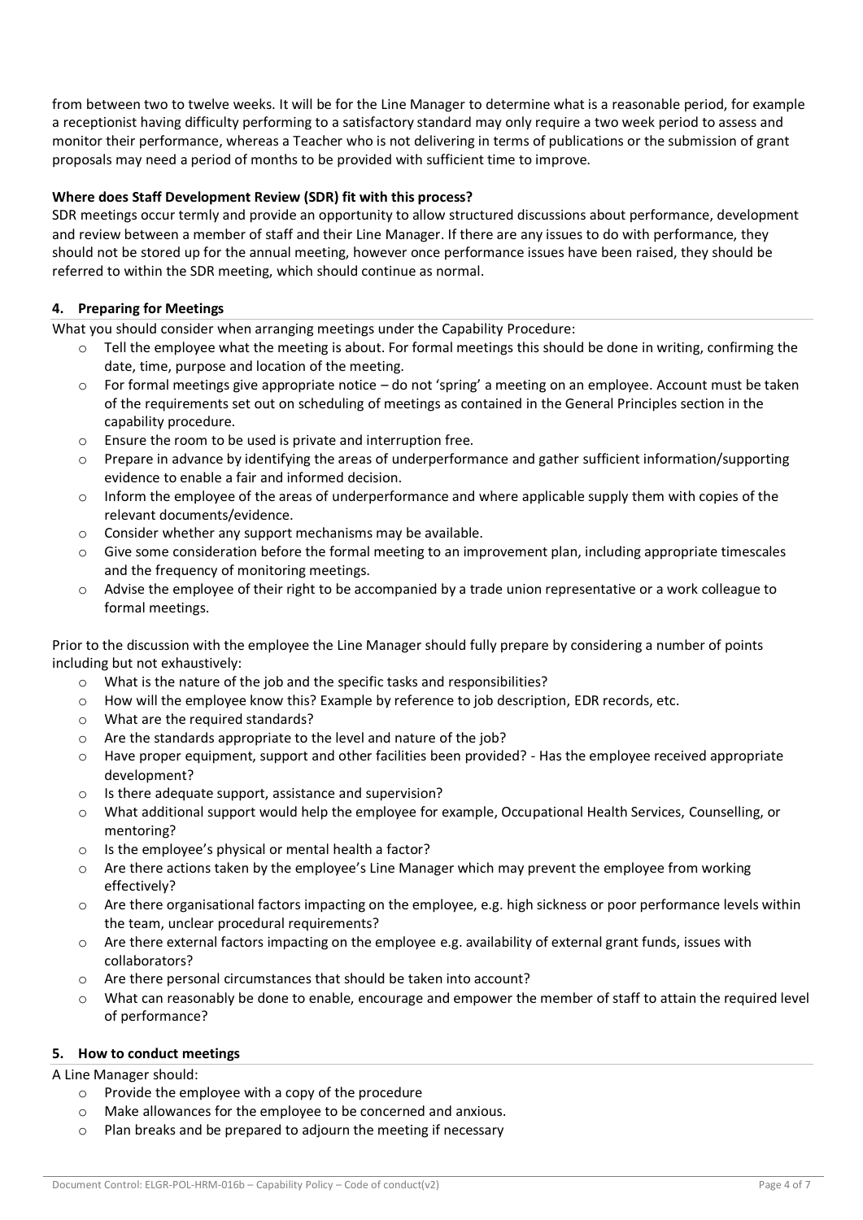from between two to twelve weeks. It will be for the Line Manager to determine what is a reasonable period, for example a receptionist having difficulty performing to a satisfactory standard may only require a two week period to assess and monitor their performance, whereas a Teacher who is not delivering in terms of publications or the submission of grant proposals may need a period of months to be provided with sufficient time to improve.

**Where does Staff Development Review (SDR) fit with this process?**

SDR meetings occur termly and provide an opportunity to allow structured discussions about performance, development and review between a member of staff and their Line Manager. If there are any issues to do with performance, they should not be stored up for the annual meeting, however once performance issues have been raised, they should be referred to within the SDR meeting, which should continue as normal.

## 4. Preparing for Meetings

What you should consider when arranging meetings under the Capability Procedure:

- Tell the employee what the meeting is about. For formal meetings this should be done in writing, confirming the date, time, purpose and location of the meeting.
- For formal meetings give appropriate notice – do not 'spring' a meeting on an employee. Account must be taken of the requirements set out on scheduling of meetings as contained in the General Principles section in the capability procedure.
- Ensure the room to be used is private and interruption free.
- Prepare in advance by identifying the areas of underperformance and gather sufficient information/supporting evidence to enable a fair and informed decision.
- Inform the employee of the areas of underperformance and where applicable supply them with copies of the relevant documents/evidence.
- Consider whether any support mechanisms may be available.
- Give some consideration before the formal meeting to an improvement plan, including appropriate timescales and the frequency of monitoring meetings.
- Advise the employee of their right to be accompanied by a trade union representative or a work colleague to formal meetings.

Prior to the discussion with the employee the Line Manager should fully prepare by considering a number of points including but not exhaustively:

- What is the nature of the job and the specific tasks and responsibilities?
- How will the employee know this? Example by reference to job description, EDR records, etc.
- What are the required standards?
- Are the standards appropriate to the level and nature of the job?
- Have proper equipment, support and other facilities been provided? - Has the employee received appropriate development?
- Is there adequate support, assistance and supervision?
- What additional support would help the employee for example, Occupational Health Services, Counselling, or mentoring?
- Is the employee's physical or mental health a factor?
- Are there actions taken by the employee's Line Manager which may prevent the employee from working effectively?
- Are there organisational factors impacting on the employee, e.g. high sickness or poor performance levels within the team, unclear procedural requirements?
- Are there external factors impacting on the employee e.g. availability of external grant funds, issues with collaborators?
- Are there personal circumstances that should be taken into account?
- What can reasonably be done to enable, encourage and empower the member of staff to attain the required level of performance?

## 5. How to conduct meetings

A Line Manager should:

- Provide the employee with a copy of the procedure
- Make allowances for the employee to be concerned and anxious.
- Plan breaks and be prepared to adjourn the meeting if necessary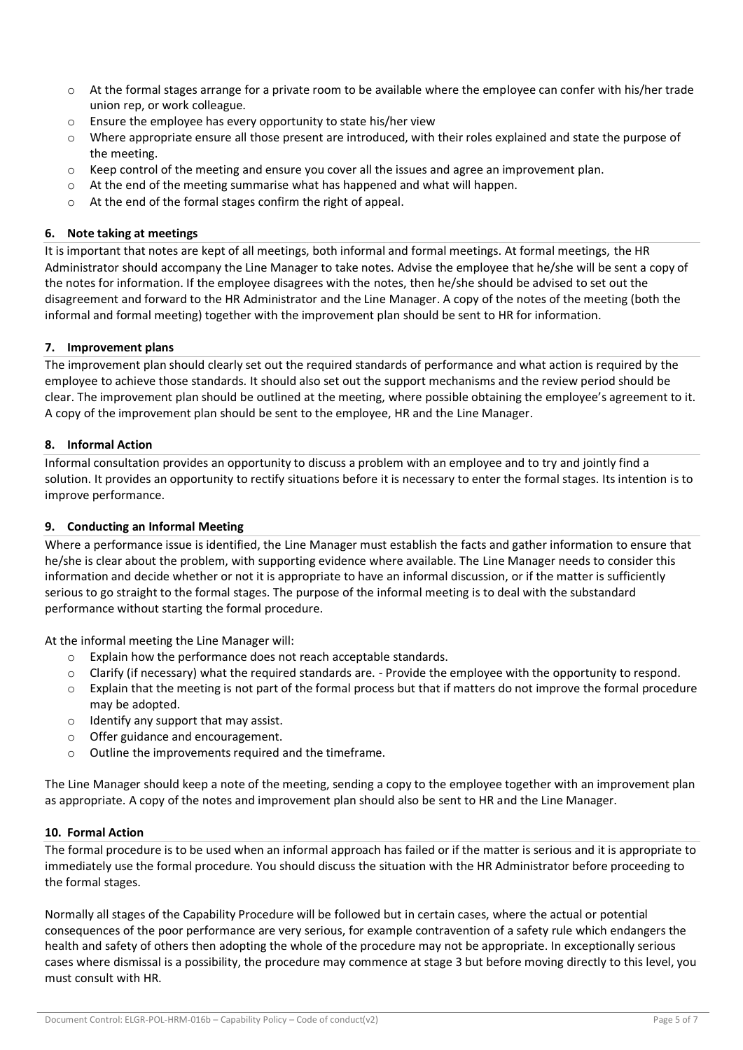- At the formal stages arrange for a private room to be available where the employee can confer with his/her trade union rep, or work colleague.
- Ensure the employee has every opportunity to state his/her view
- Where appropriate ensure all those present are introduced, with their roles explained and state the purpose of the meeting.
- Keep control of the meeting and ensure you cover all the issues and agree an improvement plan.
- At the end of the meeting summarise what has happened and what will happen.
- At the end of the formal stages confirm the right of appeal.

## 6. Note taking at meetings

It is important that notes are kept of all meetings, both informal and formal meetings. At formal meetings, the HR Administrator should accompany the Line Manager to take notes. Advise the employee that he/she will be sent a copy of the notes for information. If the employee disagrees with the notes, then he/she should be advised to set out the disagreement and forward to the HR Administrator and the Line Manager. A copy of the notes of the meeting (both the informal and formal meeting) together with the improvement plan should be sent to HR for information.

## 7. Improvement plans

The improvement plan should clearly set out the required standards of performance and what action is required by the employee to achieve those standards. It should also set out the support mechanisms and the review period should be clear. The improvement plan should be outlined at the meeting, where possible obtaining the employee's agreement to it. A copy of the improvement plan should be sent to the employee, HR and the Line Manager.

## 8. Informal Action

Informal consultation provides an opportunity to discuss a problem with an employee and to try and jointly find a solution. It provides an opportunity to rectify situations before it is necessary to enter the formal stages. Its intention is to improve performance.

## 9. Conducting an Informal Meeting

Where a performance issue is identified, the Line Manager must establish the facts and gather information to ensure that he/she is clear about the problem, with supporting evidence where available. The Line Manager needs to consider this information and decide whether or not it is appropriate to have an informal discussion, or if the matter is sufficiently serious to go straight to the formal stages. The purpose of the informal meeting is to deal with the substandard performance without starting the formal procedure.

At the informal meeting the Line Manager will:

- Explain how the performance does not reach acceptable standards.
- Clarify (if necessary) what the required standards are. - Provide the employee with the opportunity to respond.
- Explain that the meeting is not part of the formal process but that if matters do not improve the formal procedure may be adopted.
- Identify any support that may assist.
- Offer guidance and encouragement.
- Outline the improvements required and the timeframe.

The Line Manager should keep a note of the meeting, sending a copy to the employee together with an improvement plan as appropriate. A copy of the notes and improvement plan should also be sent to HR and the Line Manager.

## 10. Formal Action

The formal procedure is to be used when an informal approach has failed or if the matter is serious and it is appropriate to immediately use the formal procedure. You should discuss the situation with the HR Administrator before proceeding to the formal stages.

Normally all stages of the Capability Procedure will be followed but in certain cases, where the actual or potential consequences of the poor performance are very serious, for example contravention of a safety rule which endangers the health and safety of others then adopting the whole of the procedure may not be appropriate. In exceptionally serious cases where dismissal is a possibility, the procedure may commence at stage 3 but before moving directly to this level, you must consult with HR.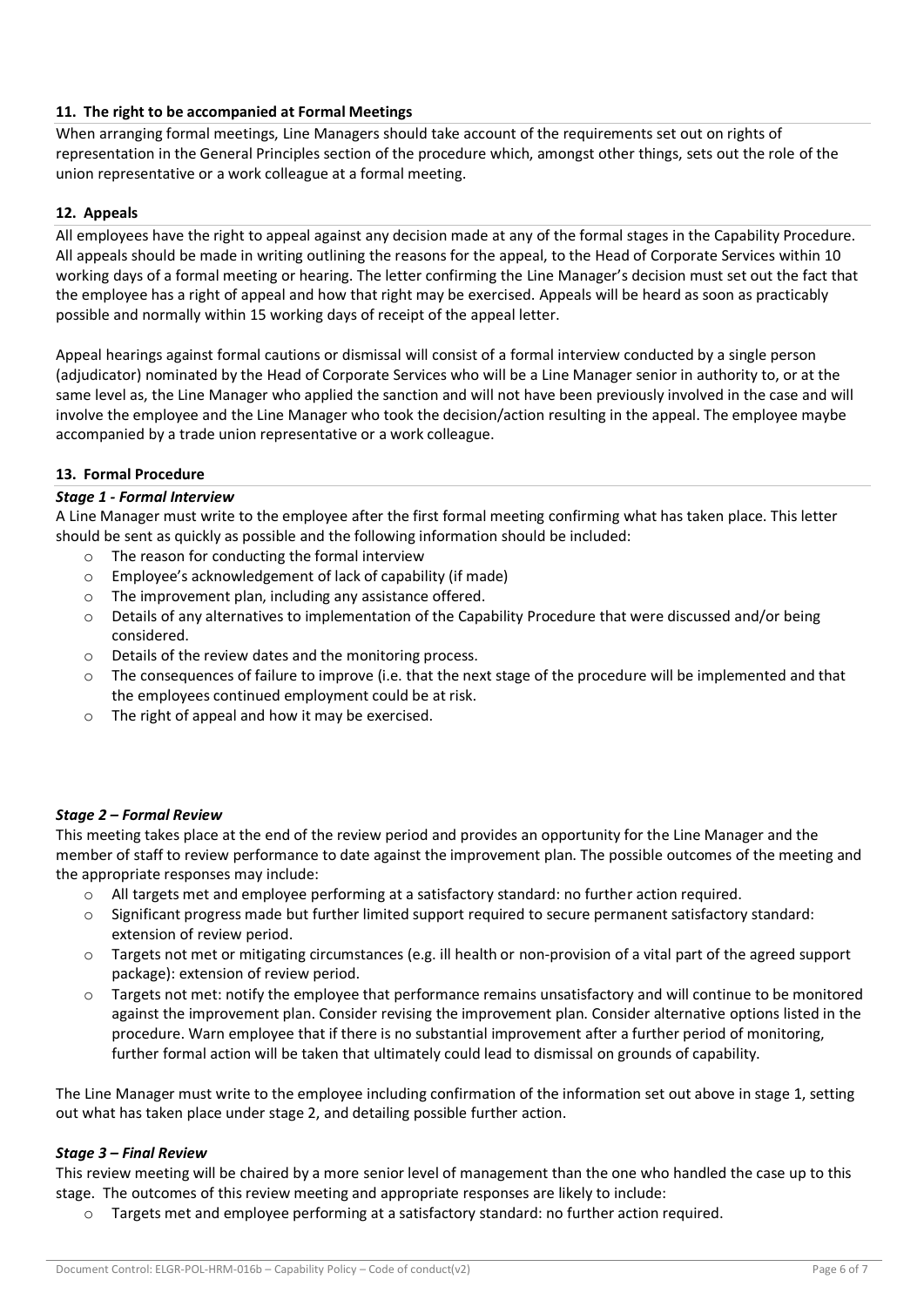### 11. The right to be accompanied at Formal Meetings

When arranging formal meetings, Line Managers should take account of the requirements set out on rights of representation in the General Principles section of the procedure which, amongst other things, sets out the role of the union representative or a work colleague at a formal meeting.

### 12. Appeals

All employees have the right to appeal against any decision made at any of the formal stages in the Capability Procedure. All appeals should be made in writing outlining the reasons for the appeal, to the Head of Corporate Services within 10 working days of a formal meeting or hearing. The letter confirming the Line Manager's decision must set out the fact that the employee has a right of appeal and how that right may be exercised. Appeals will be heard as soon as practicably possible and normally within 15 working days of receipt of the appeal letter.

Appeal hearings against formal cautions or dismissal will consist of a formal interview conducted by a single person (adjudicator) nominated by the Head of Corporate Services who will be a Line Manager senior in authority to, or at the same level as, the Line Manager who applied the sanction and will not have been previously involved in the case and will involve the employee and the Line Manager who took the decision/action resulting in the appeal. The employee maybe accompanied by a trade union representative or a work colleague.

### 13. Formal Procedure

***Stage 1 - Formal Interview***

A Line Manager must write to the employee after the first formal meeting confirming what has taken place. This letter should be sent as quickly as possible and the following information should be included:

- The reason for conducting the formal interview
- Employee's acknowledgement of lack of capability (if made)
- The improvement plan, including any assistance offered.
- Details of any alternatives to implementation of the Capability Procedure that were discussed and/or being considered.
- Details of the review dates and the monitoring process.
- The consequences of failure to improve (i.e. that the next stage of the procedure will be implemented and that the employees continued employment could be at risk.
- The right of appeal and how it may be exercised.

***Stage 2 – Formal Review***

This meeting takes place at the end of the review period and provides an opportunity for the Line Manager and the member of staff to review performance to date against the improvement plan. The possible outcomes of the meeting and the appropriate responses may include:

- All targets met and employee performing at a satisfactory standard: no further action required.
- Significant progress made but further limited support required to secure permanent satisfactory standard: extension of review period.
- Targets not met or mitigating circumstances (e.g. ill health or non-provision of a vital part of the agreed support package): extension of review period.
- Targets not met: notify the employee that performance remains unsatisfactory and will continue to be monitored against the improvement plan. Consider revising the improvement plan. Consider alternative options listed in the procedure. Warn employee that if there is no substantial improvement after a further period of monitoring, further formal action will be taken that ultimately could lead to dismissal on grounds of capability.

The Line Manager must write to the employee including confirmation of the information set out above in stage 1, setting out what has taken place under stage 2, and detailing possible further action.

***Stage 3 – Final Review***

This review meeting will be chaired by a more senior level of management than the one who handled the case up to this stage. The outcomes of this review meeting and appropriate responses are likely to include:

- Targets met and employee performing at a satisfactory standard: no further action required.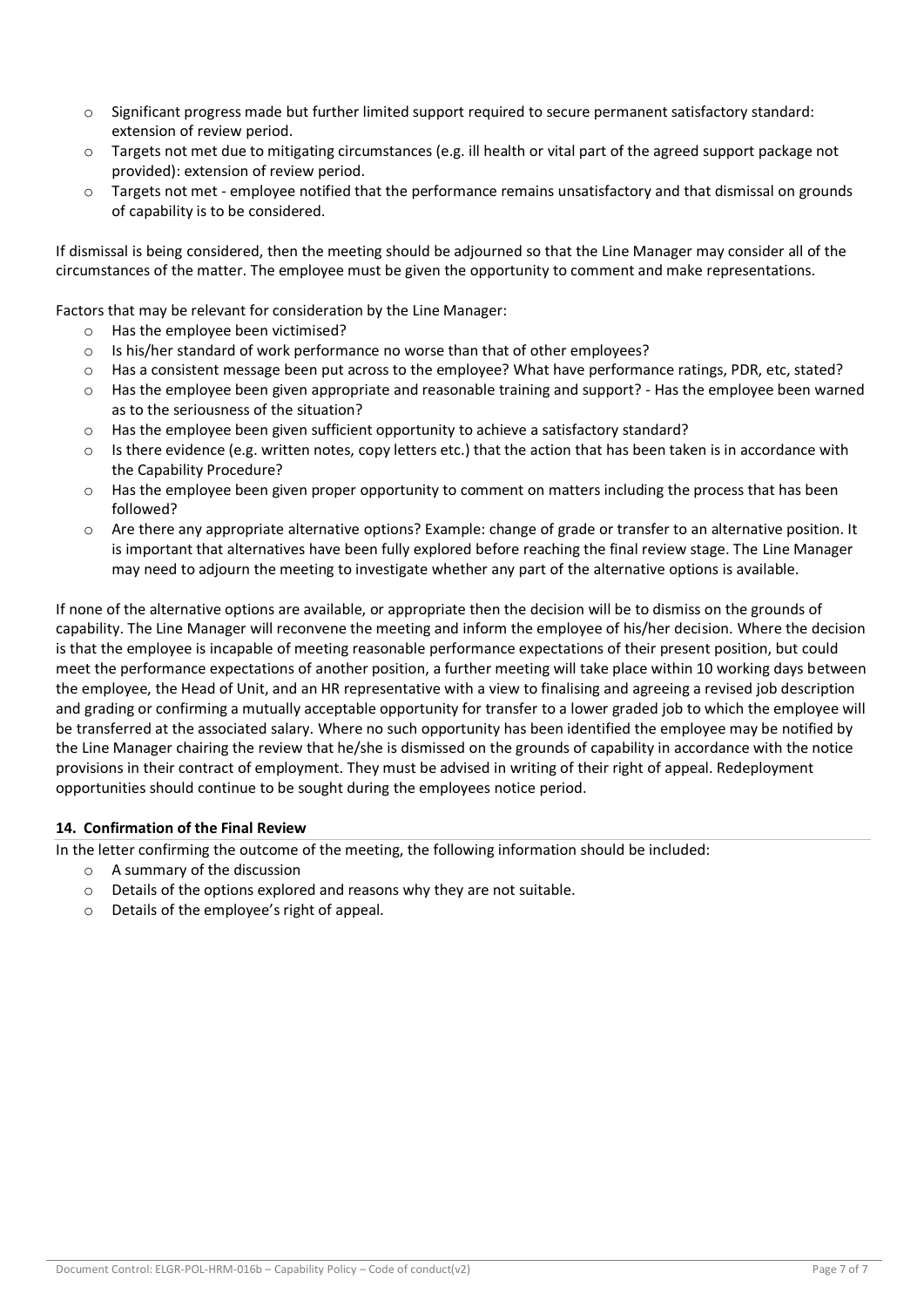- Significant progress made but further limited support required to secure permanent satisfactory standard: extension of review period.
- Targets not met due to mitigating circumstances (e.g. ill health or vital part of the agreed support package not provided): extension of review period.
- Targets not met - employee notified that the performance remains unsatisfactory and that dismissal on grounds of capability is to be considered.

If dismissal is being considered, then the meeting should be adjourned so that the Line Manager may consider all of the circumstances of the matter. The employee must be given the opportunity to comment and make representations.

Factors that may be relevant for consideration by the Line Manager:

- Has the employee been victimised?
- Is his/her standard of work performance no worse than that of other employees?
- Has a consistent message been put across to the employee? What have performance ratings, PDR, etc, stated?
- Has the employee been given appropriate and reasonable training and support? - Has the employee been warned as to the seriousness of the situation?
- Has the employee been given sufficient opportunity to achieve a satisfactory standard?
- Is there evidence (e.g. written notes, copy letters etc.) that the action that has been taken is in accordance with the Capability Procedure?
- Has the employee been given proper opportunity to comment on matters including the process that has been followed?
- Are there any appropriate alternative options? Example: change of grade or transfer to an alternative position. It is important that alternatives have been fully explored before reaching the final review stage. The Line Manager may need to adjourn the meeting to investigate whether any part of the alternative options is available.

If none of the alternative options are available, or appropriate then the decision will be to dismiss on the grounds of capability. The Line Manager will reconvene the meeting and inform the employee of his/her decision. Where the decision is that the employee is incapable of meeting reasonable performance expectations of their present position, but could meet the performance expectations of another position, a further meeting will take place within 10 working days between the employee, the Head of Unit, and an HR representative with a view to finalising and agreeing a revised job description and grading or confirming a mutually acceptable opportunity for transfer to a lower graded job to which the employee will be transferred at the associated salary. Where no such opportunity has been identified the employee may be notified by the Line Manager chairing the review that he/she is dismissed on the grounds of capability in accordance with the notice provisions in their contract of employment. They must be advised in writing of their right of appeal. Redeployment opportunities should continue to be sought during the employees notice period.

## 14. Confirmation of the Final Review

In the letter confirming the outcome of the meeting, the following information should be included:

- A summary of the discussion
- Details of the options explored and reasons why they are not suitable.
- Details of the employee's right of appeal.